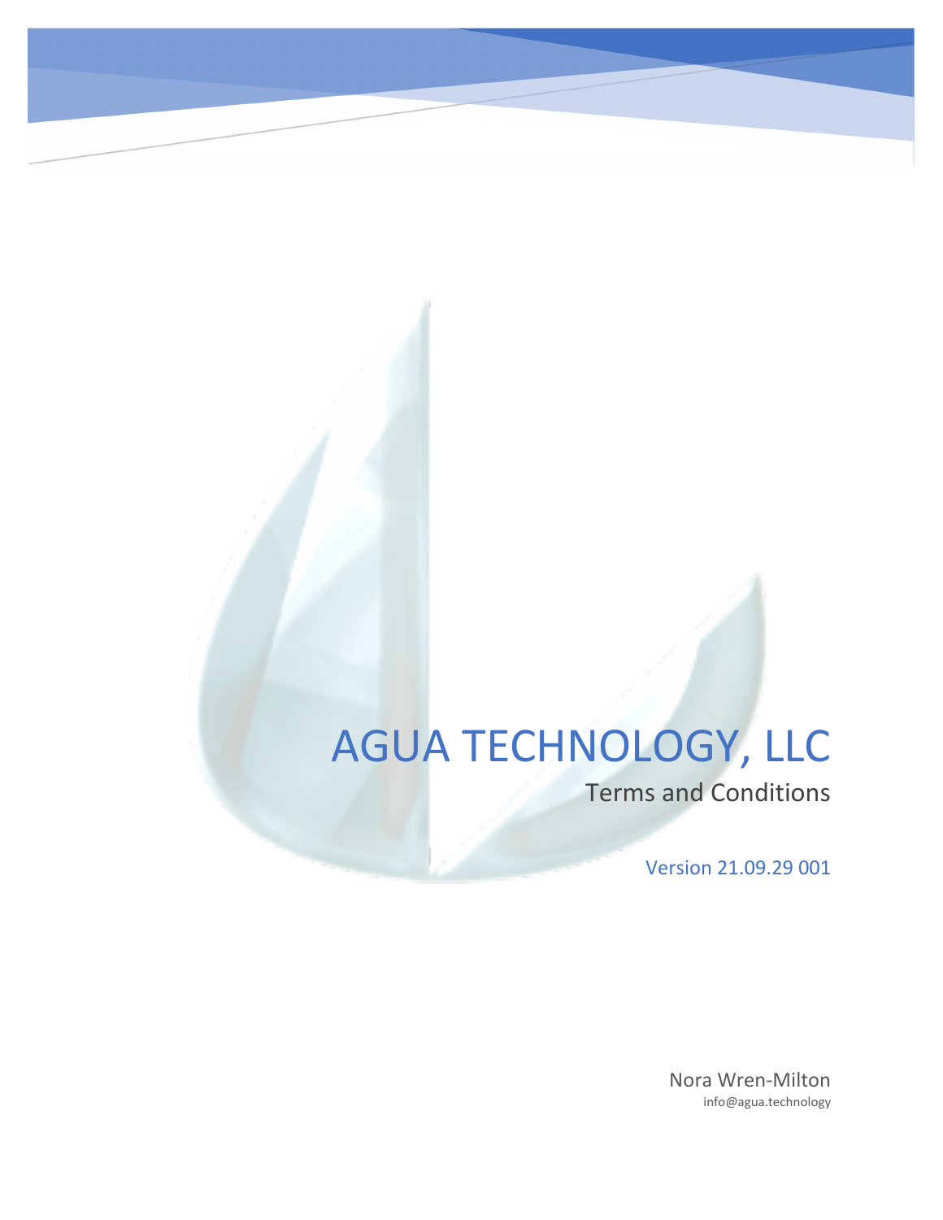# AGUA TECHNOLOGY, LLC

## Terms and Conditions

Version 21.09.29 001

Nora Wren-Milton
info@agua.technology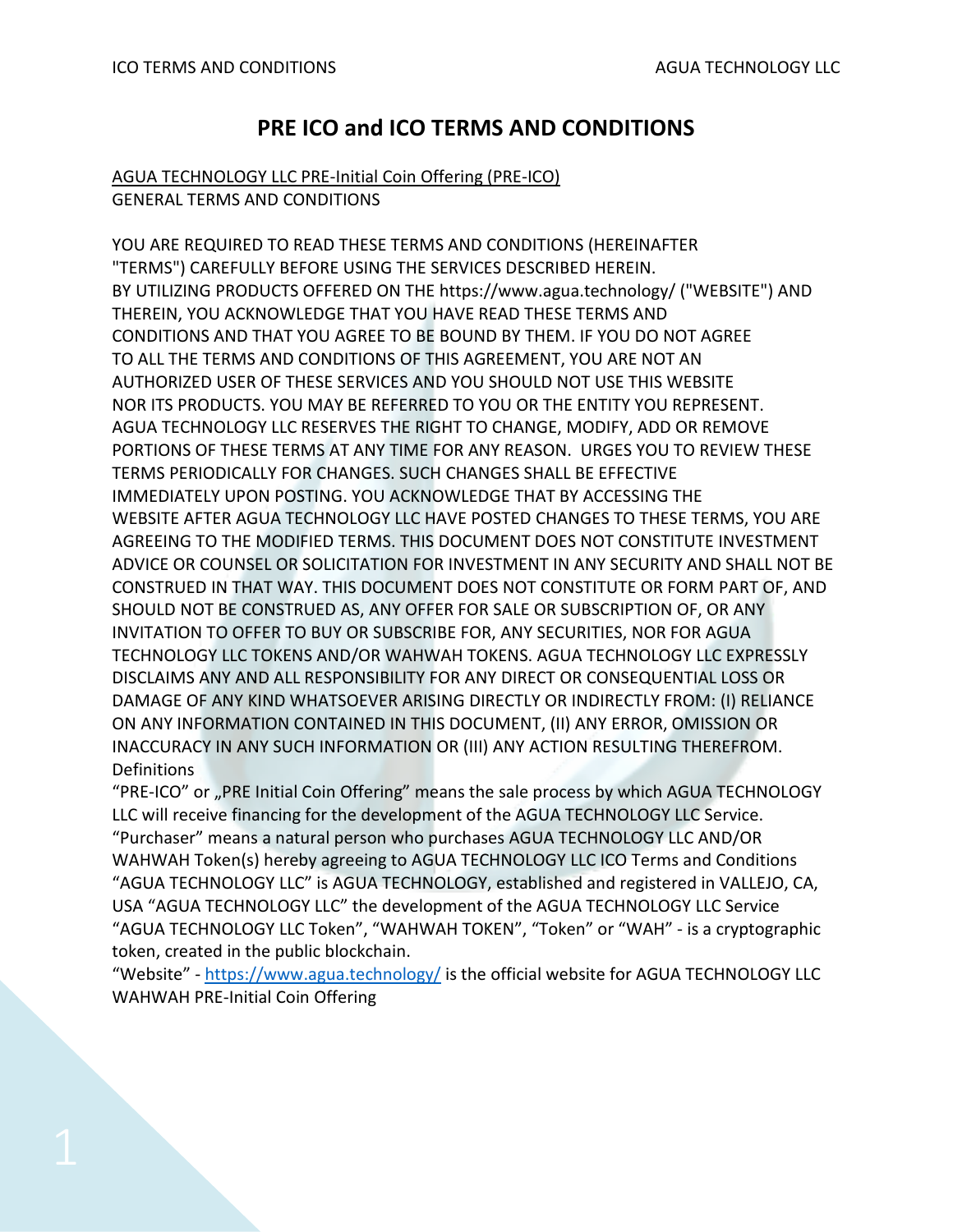# PRE ICO and ICO TERMS AND CONDITIONS

AGUA TECHNOLOGY LLC PRE-Initial Coin Offering (PRE-ICO)
GENERAL TERMS AND CONDITIONS

YOU ARE REQUIRED TO READ THESE TERMS AND CONDITIONS (HEREINAFTER "TERMS") CAREFULLY BEFORE USING THE SERVICES DESCRIBED HEREIN. BY UTILIZING PRODUCTS OFFERED ON THE https://www.agua.technology/ ("WEBSITE") AND THEREIN, YOU ACKNOWLEDGE THAT YOU HAVE READ THESE TERMS AND CONDITIONS AND THAT YOU AGREE TO BE BOUND BY THEM. IF YOU DO NOT AGREE TO ALL THE TERMS AND CONDITIONS OF THIS AGREEMENT, YOU ARE NOT AN AUTHORIZED USER OF THESE SERVICES AND YOU SHOULD NOT USE THIS WEBSITE NOR ITS PRODUCTS. YOU MAY BE REFERRED TO YOU OR THE ENTITY YOU REPRESENT. AGUA TECHNOLOGY LLC RESERVES THE RIGHT TO CHANGE, MODIFY, ADD OR REMOVE PORTIONS OF THESE TERMS AT ANY TIME FOR ANY REASON. URGES YOU TO REVIEW THESE TERMS PERIODICALLY FOR CHANGES. SUCH CHANGES SHALL BE EFFECTIVE IMMEDIATELY UPON POSTING. YOU ACKNOWLEDGE THAT BY ACCESSING THE WEBSITE AFTER AGUA TECHNOLOGY LLC HAVE POSTED CHANGES TO THESE TERMS, YOU ARE AGREEING TO THE MODIFIED TERMS. THIS DOCUMENT DOES NOT CONSTITUTE INVESTMENT ADVICE OR COUNSEL OR SOLICITATION FOR INVESTMENT IN ANY SECURITY AND SHALL NOT BE CONSTRUED IN THAT WAY. THIS DOCUMENT DOES NOT CONSTITUTE OR FORM PART OF, AND SHOULD NOT BE CONSTRUED AS, ANY OFFER FOR SALE OR SUBSCRIPTION OF, OR ANY INVITATION TO OFFER TO BUY OR SUBSCRIBE FOR, ANY SECURITIES, NOR FOR AGUA TECHNOLOGY LLC TOKENS AND/OR WAHWAH TOKENS. AGUA TECHNOLOGY LLC EXPRESSLY DISCLAIMS ANY AND ALL RESPONSIBILITY FOR ANY DIRECT OR CONSEQUENTIAL LOSS OR DAMAGE OF ANY KIND WHATSOEVER ARISING DIRECTLY OR INDIRECTLY FROM: (I) RELIANCE ON ANY INFORMATION CONTAINED IN THIS DOCUMENT, (II) ANY ERROR, OMISSION OR INACCURACY IN ANY SUCH INFORMATION OR (III) ANY ACTION RESULTING THEREFROM.

Definitions

"PRE-ICO" or „PRE Initial Coin Offering" means the sale process by which AGUA TECHNOLOGY LLC will receive financing for the development of the AGUA TECHNOLOGY LLC Service.

"Purchaser" means a natural person who purchases AGUA TECHNOLOGY LLC AND/OR WAHWAH Token(s) hereby agreeing to AGUA TECHNOLOGY LLC ICO Terms and Conditions

"AGUA TECHNOLOGY LLC" is AGUA TECHNOLOGY, established and registered in VALLEJO, CA, USA "AGUA TECHNOLOGY LLC" the development of the AGUA TECHNOLOGY LLC Service

"AGUA TECHNOLOGY LLC Token", "WAHWAH TOKEN", "Token" or "WAH" - is a cryptographic token, created in the public blockchain.

"Website" - https://www.agua.technology/ is the official website for AGUA TECHNOLOGY LLC WAHWAH PRE-Initial Coin Offering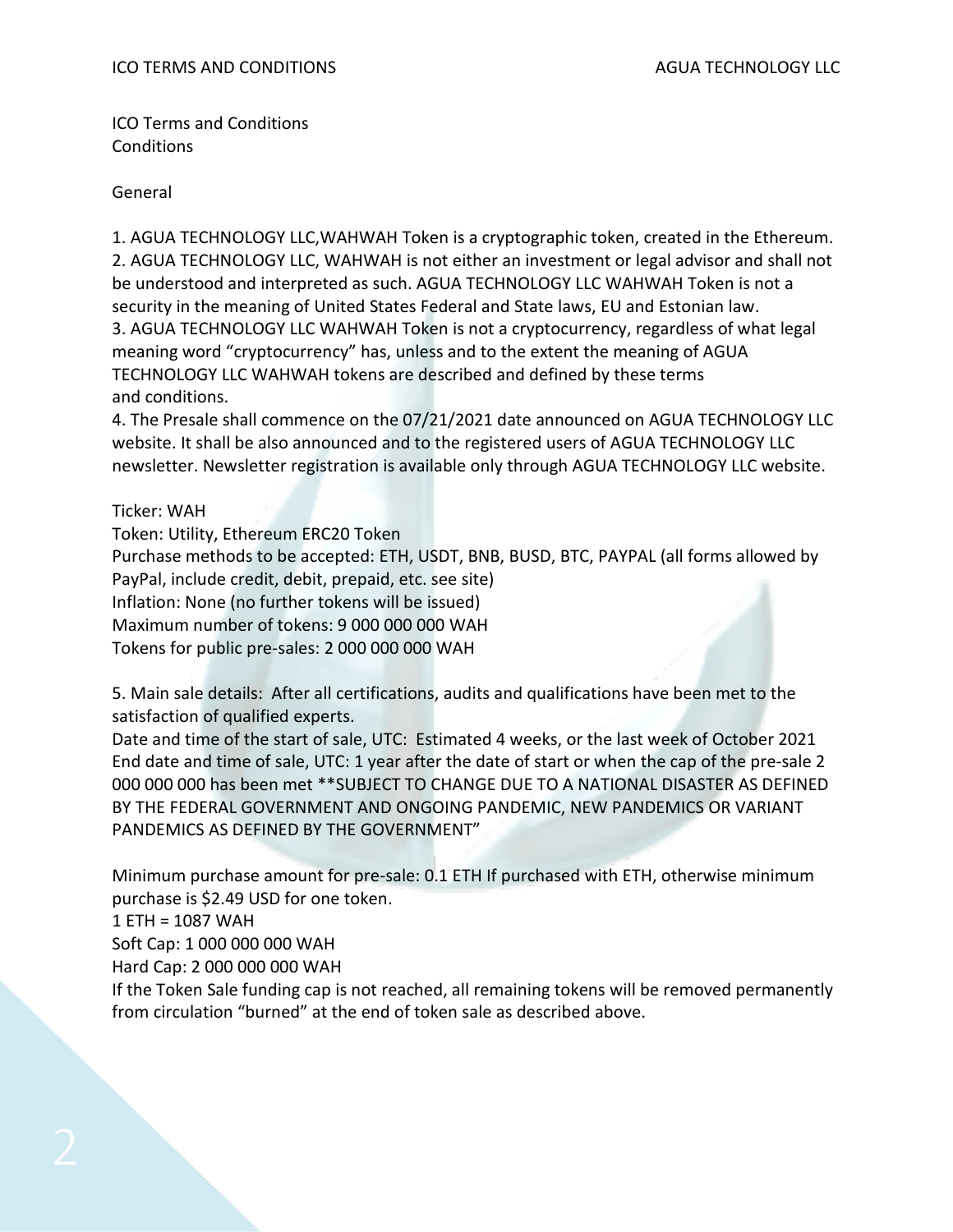ICO Terms and Conditions
Conditions

General

1. AGUA TECHNOLOGY LLC,WAHWAH Token is a cryptographic token, created in the Ethereum.
2. AGUA TECHNOLOGY LLC, WAHWAH is not either an investment or legal advisor and shall not be understood and interpreted as such. AGUA TECHNOLOGY LLC WAHWAH Token is not a security in the meaning of United States Federal and State laws, EU and Estonian law.
3. AGUA TECHNOLOGY LLC WAHWAH Token is not a cryptocurrency, regardless of what legal meaning word "cryptocurrency" has, unless and to the extent the meaning of AGUA TECHNOLOGY LLC WAHWAH tokens are described and defined by these terms and conditions.
4. The Presale shall commence on the 07/21/2021 date announced on AGUA TECHNOLOGY LLC website. It shall be also announced and to the registered users of AGUA TECHNOLOGY LLC newsletter. Newsletter registration is available only through AGUA TECHNOLOGY LLC website.

Ticker: WAH
Token: Utility, Ethereum ERC20 Token
Purchase methods to be accepted: ETH, USDT, BNB, BUSD, BTC, PAYPAL (all forms allowed by PayPal, include credit, debit, prepaid, etc. see site)
Inflation: None (no further tokens will be issued)
Maximum number of tokens: 9 000 000 000 WAH
Tokens for public pre-sales: 2 000 000 000 WAH

5. Main sale details: After all certifications, audits and qualifications have been met to the satisfaction of qualified experts.
Date and time of the start of sale, UTC: Estimated 4 weeks, or the last week of October 2021
End date and time of sale, UTC: 1 year after the date of start or when the cap of the pre-sale 2 000 000 000 has been met **SUBJECT TO CHANGE DUE TO A NATIONAL DISASTER AS DEFINED BY THE FEDERAL GOVERNMENT AND ONGOING PANDEMIC, NEW PANDEMICS OR VARIANT PANDEMICS AS DEFINED BY THE GOVERNMENT"

Minimum purchase amount for pre-sale: 0.1 ETH If purchased with ETH, otherwise minimum purchase is $2.49 USD for one token.
1 ETH = 1087 WAH
Soft Cap: 1 000 000 000 WAH
Hard Cap: 2 000 000 000 WAH
If the Token Sale funding cap is not reached, all remaining tokens will be removed permanently from circulation "burned" at the end of token sale as described above.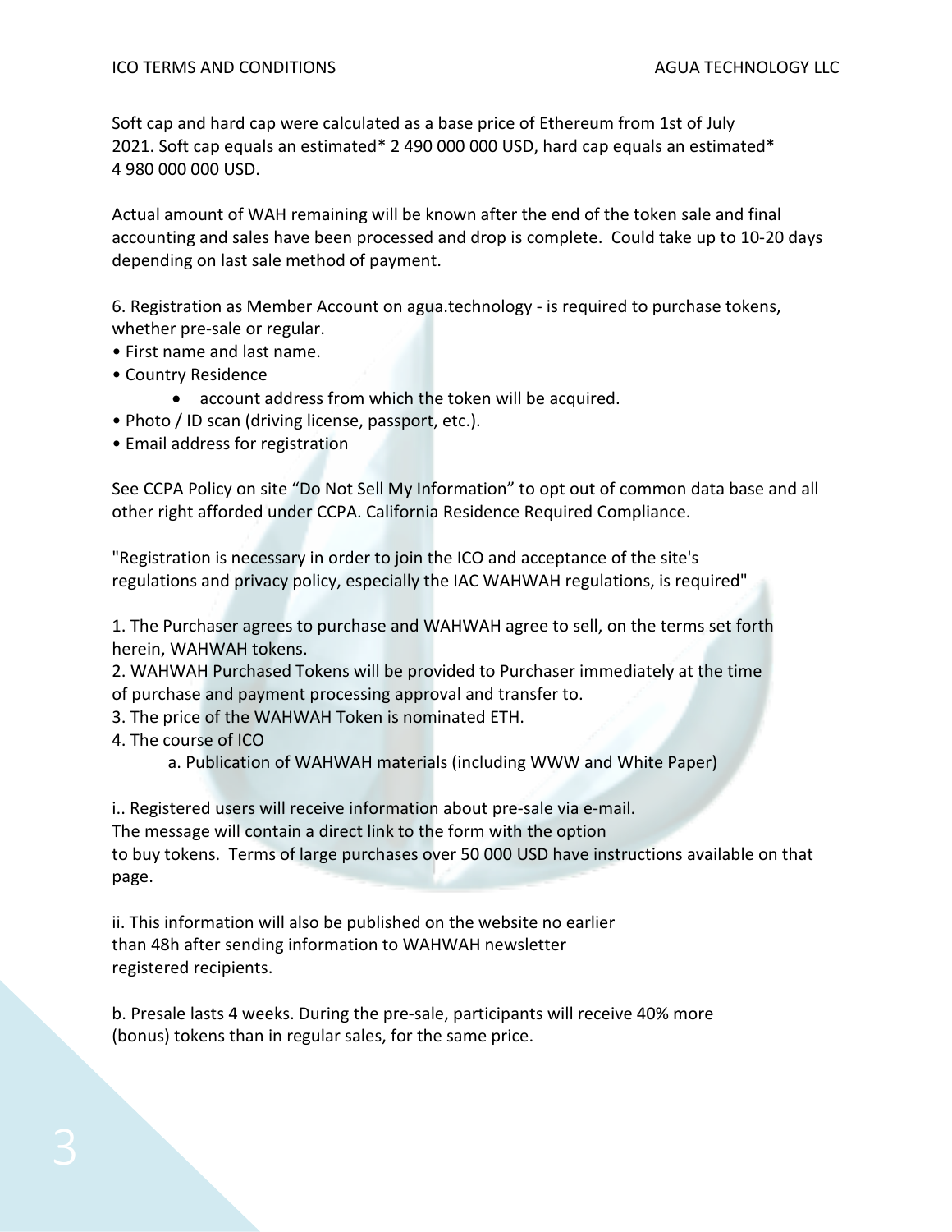Soft cap and hard cap were calculated as a base price of Ethereum from 1st of July 2021. Soft cap equals an estimated* 2 490 000 000 USD, hard cap equals an estimated* 4 980 000 000 USD.

Actual amount of WAH remaining will be known after the end of the token sale and final accounting and sales have been processed and drop is complete. Could take up to 10-20 days depending on last sale method of payment.

6. Registration as Member Account on agua.technology - is required to purchase tokens, whether pre-sale or regular.

- First name and last name.
- Country Residence
  - account address from which the token will be acquired.
- Photo / ID scan (driving license, passport, etc.).
- Email address for registration

See CCPA Policy on site "Do Not Sell My Information" to opt out of common data base and all other right afforded under CCPA. California Residence Required Compliance.

"Registration is necessary in order to join the ICO and acceptance of the site's regulations and privacy policy, especially the IAC WAHWAH regulations, is required"

1. The Purchaser agrees to purchase and WAHWAH agree to sell, on the terms set forth herein, WAHWAH tokens.
2. WAHWAH Purchased Tokens will be provided to Purchaser immediately at the time of purchase and payment processing approval and transfer to.
3. The price of the WAHWAH Token is nominated ETH.
4. The course of ICO
    a. Publication of WAHWAH materials (including WWW and White Paper)

i.. Registered users will receive information about pre-sale via e-mail. The message will contain a direct link to the form with the option to buy tokens. Terms of large purchases over 50 000 USD have instructions available on that page.

ii. This information will also be published on the website no earlier than 48h after sending information to WAHWAH newsletter registered recipients.

b. Presale lasts 4 weeks. During the pre-sale, participants will receive 40% more (bonus) tokens than in regular sales, for the same price.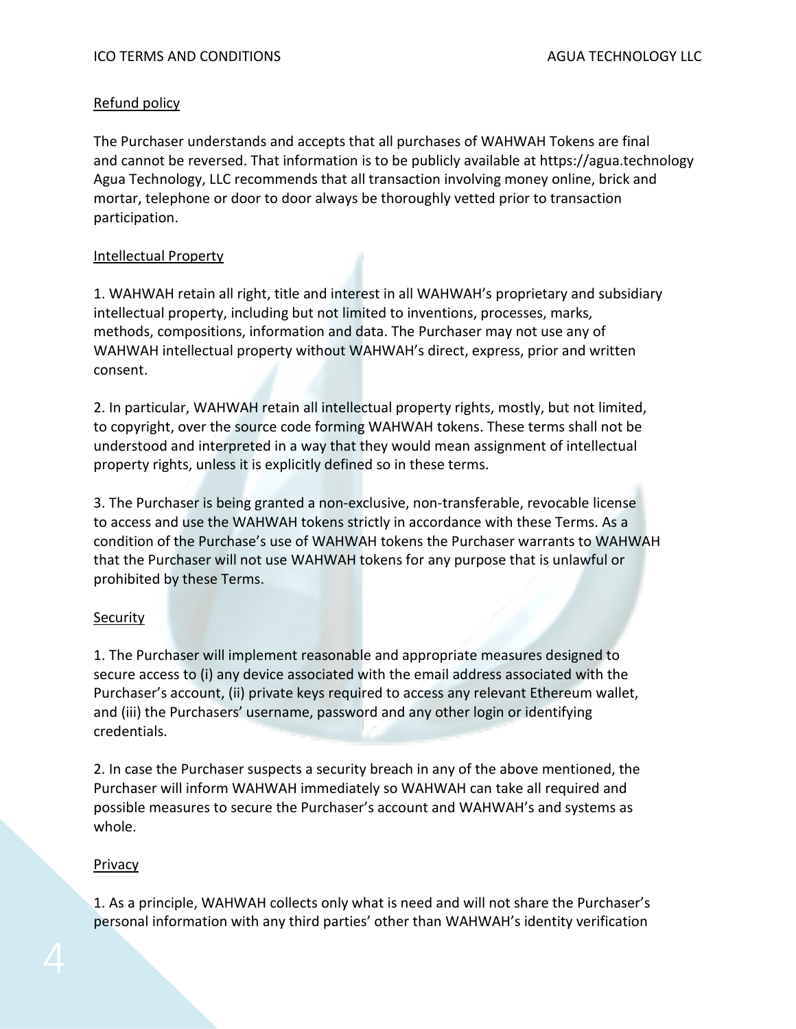Refund policy

The Purchaser understands and accepts that all purchases of WAHWAH Tokens are final and cannot be reversed. That information is to be publicly available at https://agua.technology Agua Technology, LLC recommends that all transaction involving money online, brick and mortar, telephone or door to door always be thoroughly vetted prior to transaction participation.

Intellectual Property

1. WAHWAH retain all right, title and interest in all WAHWAH's proprietary and subsidiary intellectual property, including but not limited to inventions, processes, marks, methods, compositions, information and data. The Purchaser may not use any of WAHWAH intellectual property without WAHWAH's direct, express, prior and written consent.

2. In particular, WAHWAH retain all intellectual property rights, mostly, but not limited, to copyright, over the source code forming WAHWAH tokens. These terms shall not be understood and interpreted in a way that they would mean assignment of intellectual property rights, unless it is explicitly defined so in these terms.

3. The Purchaser is being granted a non-exclusive, non-transferable, revocable license to access and use the WAHWAH tokens strictly in accordance with these Terms. As a condition of the Purchase's use of WAHWAH tokens the Purchaser warrants to WAHWAH that the Purchaser will not use WAHWAH tokens for any purpose that is unlawful or prohibited by these Terms.

Security

1. The Purchaser will implement reasonable and appropriate measures designed to secure access to (i) any device associated with the email address associated with the Purchaser's account, (ii) private keys required to access any relevant Ethereum wallet, and (iii) the Purchasers' username, password and any other login or identifying credentials.

2. In case the Purchaser suspects a security breach in any of the above mentioned, the Purchaser will inform WAHWAH immediately so WAHWAH can take all required and possible measures to secure the Purchaser's account and WAHWAH's and systems as whole.

Privacy

1. As a principle, WAHWAH collects only what is need and will not share the Purchaser's personal information with any third parties' other than WAHWAH's identity verification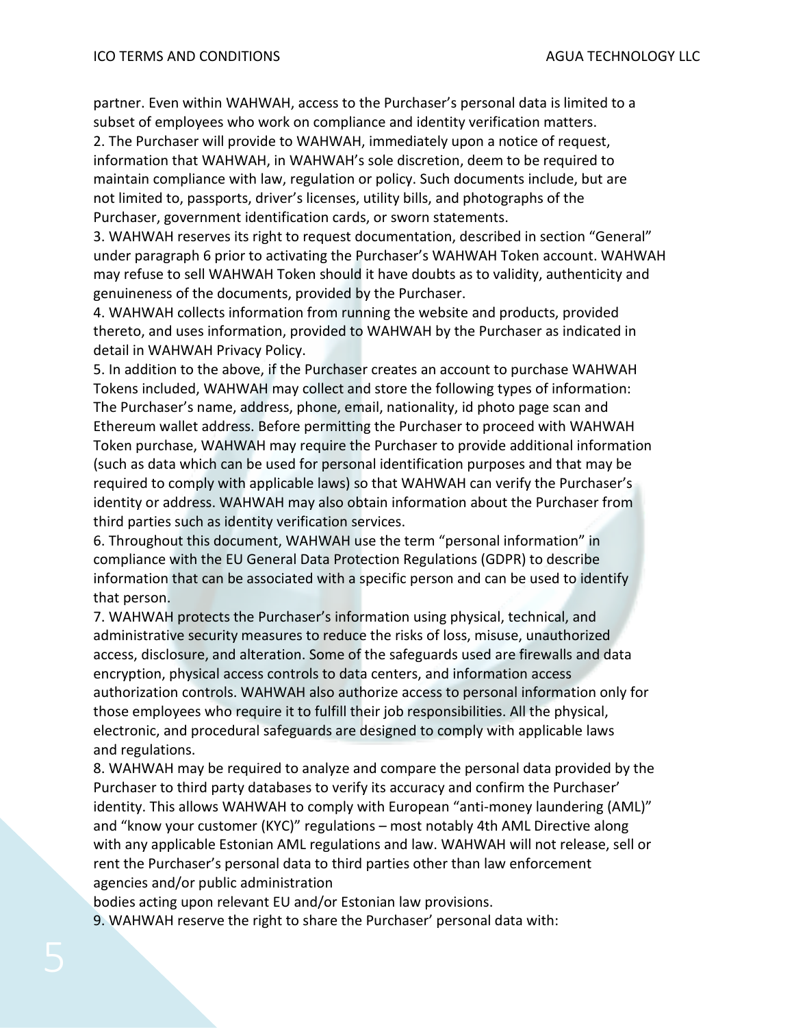partner. Even within WAHWAH, access to the Purchaser's personal data is limited to a subset of employees who work on compliance and identity verification matters.

2. The Purchaser will provide to WAHWAH, immediately upon a notice of request, information that WAHWAH, in WAHWAH's sole discretion, deem to be required to maintain compliance with law, regulation or policy. Such documents include, but are not limited to, passports, driver's licenses, utility bills, and photographs of the Purchaser, government identification cards, or sworn statements.

3. WAHWAH reserves its right to request documentation, described in section "General" under paragraph 6 prior to activating the Purchaser's WAHWAH Token account. WAHWAH may refuse to sell WAHWAH Token should it have doubts as to validity, authenticity and genuineness of the documents, provided by the Purchaser.

4. WAHWAH collects information from running the website and products, provided thereto, and uses information, provided to WAHWAH by the Purchaser as indicated in detail in WAHWAH Privacy Policy.

5. In addition to the above, if the Purchaser creates an account to purchase WAHWAH Tokens included, WAHWAH may collect and store the following types of information: The Purchaser's name, address, phone, email, nationality, id photo page scan and Ethereum wallet address. Before permitting the Purchaser to proceed with WAHWAH Token purchase, WAHWAH may require the Purchaser to provide additional information (such as data which can be used for personal identification purposes and that may be required to comply with applicable laws) so that WAHWAH can verify the Purchaser's identity or address. WAHWAH may also obtain information about the Purchaser from third parties such as identity verification services.

6. Throughout this document, WAHWAH use the term "personal information" in compliance with the EU General Data Protection Regulations (GDPR) to describe information that can be associated with a specific person and can be used to identify that person.

7. WAHWAH protects the Purchaser's information using physical, technical, and administrative security measures to reduce the risks of loss, misuse, unauthorized access, disclosure, and alteration. Some of the safeguards used are firewalls and data encryption, physical access controls to data centers, and information access authorization controls. WAHWAH also authorize access to personal information only for those employees who require it to fulfill their job responsibilities. All the physical, electronic, and procedural safeguards are designed to comply with applicable laws and regulations.

8. WAHWAH may be required to analyze and compare the personal data provided by the Purchaser to third party databases to verify its accuracy and confirm the Purchaser' identity. This allows WAHWAH to comply with European "anti-money laundering (AML)" and "know your customer (KYC)" regulations – most notably 4th AML Directive along with any applicable Estonian AML regulations and law. WAHWAH will not release, sell or rent the Purchaser's personal data to third parties other than law enforcement agencies and/or public administration bodies acting upon relevant EU and/or Estonian law provisions.

9. WAHWAH reserve the right to share the Purchaser' personal data with: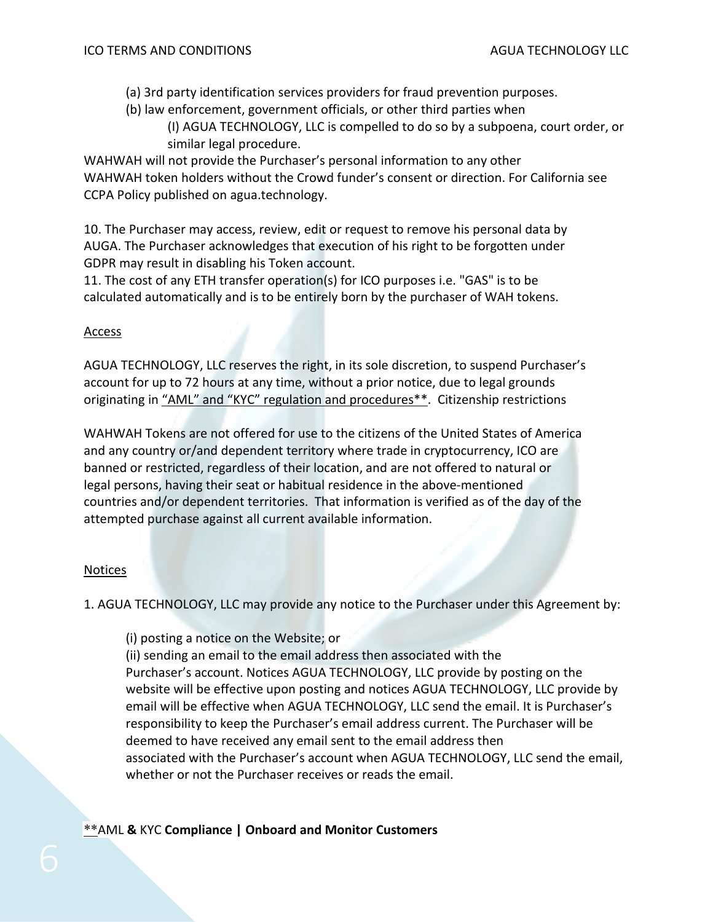(a) 3rd party identification services providers for fraud prevention purposes.

(b) law enforcement, government officials, or other third parties when

(I) AGUA TECHNOLOGY, LLC is compelled to do so by a subpoena, court order, or similar legal procedure.

WAHWAH will not provide the Purchaser's personal information to any other WAHWAH token holders without the Crowd funder's consent or direction. For California see CCPA Policy published on agua.technology.

10. The Purchaser may access, review, edit or request to remove his personal data by AUGA. The Purchaser acknowledges that execution of his right to be forgotten under GDPR may result in disabling his Token account.
11. The cost of any ETH transfer operation(s) for ICO purposes i.e. "GAS" is to be calculated automatically and is to be entirely born by the purchaser of WAH tokens.

## Access

AGUA TECHNOLOGY, LLC reserves the right, in its sole discretion, to suspend Purchaser's account for up to 72 hours at any time, without a prior notice, due to legal grounds originating in "AML" and "KYC" regulation and procedures**. Citizenship restrictions

WAHWAH Tokens are not offered for use to the citizens of the United States of America and any country or/and dependent territory where trade in cryptocurrency, ICO are banned or restricted, regardless of their location, and are not offered to natural or legal persons, having their seat or habitual residence in the above-mentioned countries and/or dependent territories. That information is verified as of the day of the attempted purchase against all current available information.

## Notices

1. AGUA TECHNOLOGY, LLC may provide any notice to the Purchaser under this Agreement by:

(i) posting a notice on the Website; or

(ii) sending an email to the email address then associated with the Purchaser's account. Notices AGUA TECHNOLOGY, LLC provide by posting on the website will be effective upon posting and notices AGUA TECHNOLOGY, LLC provide by email will be effective when AGUA TECHNOLOGY, LLC send the email. It is Purchaser's responsibility to keep the Purchaser's email address current. The Purchaser will be deemed to have received any email sent to the email address then associated with the Purchaser's account when AGUA TECHNOLOGY, LLC send the email, whether or not the Purchaser receives or reads the email.

**AML **&** KYC **Compliance | Onboard and Monitor Customers**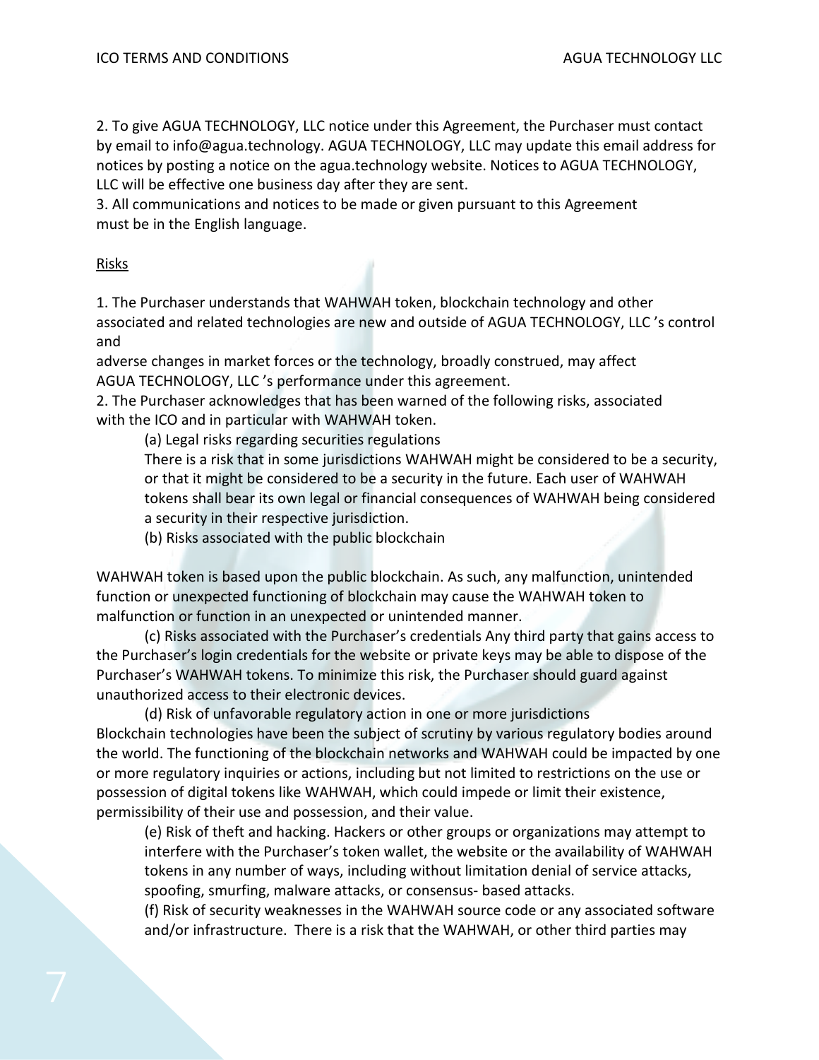2. To give AGUA TECHNOLOGY, LLC notice under this Agreement, the Purchaser must contact by email to info@agua.technology. AGUA TECHNOLOGY, LLC may update this email address for notices by posting a notice on the agua.technology website. Notices to AGUA TECHNOLOGY, LLC will be effective one business day after they are sent.

3. All communications and notices to be made or given pursuant to this Agreement must be in the English language.

Risks

1. The Purchaser understands that WAHWAH token, blockchain technology and other associated and related technologies are new and outside of AGUA TECHNOLOGY, LLC 's control and adverse changes in market forces or the technology, broadly construed, may affect AGUA TECHNOLOGY, LLC 's performance under this agreement.

2. The Purchaser acknowledges that has been warned of the following risks, associated with the ICO and in particular with WAHWAH token.

(a) Legal risks regarding securities regulations

There is a risk that in some jurisdictions WAHWAH might be considered to be a security, or that it might be considered to be a security in the future. Each user of WAHWAH tokens shall bear its own legal or financial consequences of WAHWAH being considered a security in their respective jurisdiction.

(b) Risks associated with the public blockchain

WAHWAH token is based upon the public blockchain. As such, any malfunction, unintended function or unexpected functioning of blockchain may cause the WAHWAH token to malfunction or function in an unexpected or unintended manner.

(c) Risks associated with the Purchaser's credentials Any third party that gains access to the Purchaser's login credentials for the website or private keys may be able to dispose of the Purchaser's WAHWAH tokens. To minimize this risk, the Purchaser should guard against unauthorized access to their electronic devices.

(d) Risk of unfavorable regulatory action in one or more jurisdictions

Blockchain technologies have been the subject of scrutiny by various regulatory bodies around the world. The functioning of the blockchain networks and WAHWAH could be impacted by one or more regulatory inquiries or actions, including but not limited to restrictions on the use or possession of digital tokens like WAHWAH, which could impede or limit their existence, permissibility of their use and possession, and their value.

(e) Risk of theft and hacking. Hackers or other groups or organizations may attempt to interfere with the Purchaser's token wallet, the website or the availability of WAHWAH tokens in any number of ways, including without limitation denial of service attacks, spoofing, smurfing, malware attacks, or consensus- based attacks.

(f) Risk of security weaknesses in the WAHWAH source code or any associated software and/or infrastructure. There is a risk that the WAHWAH, or other third parties may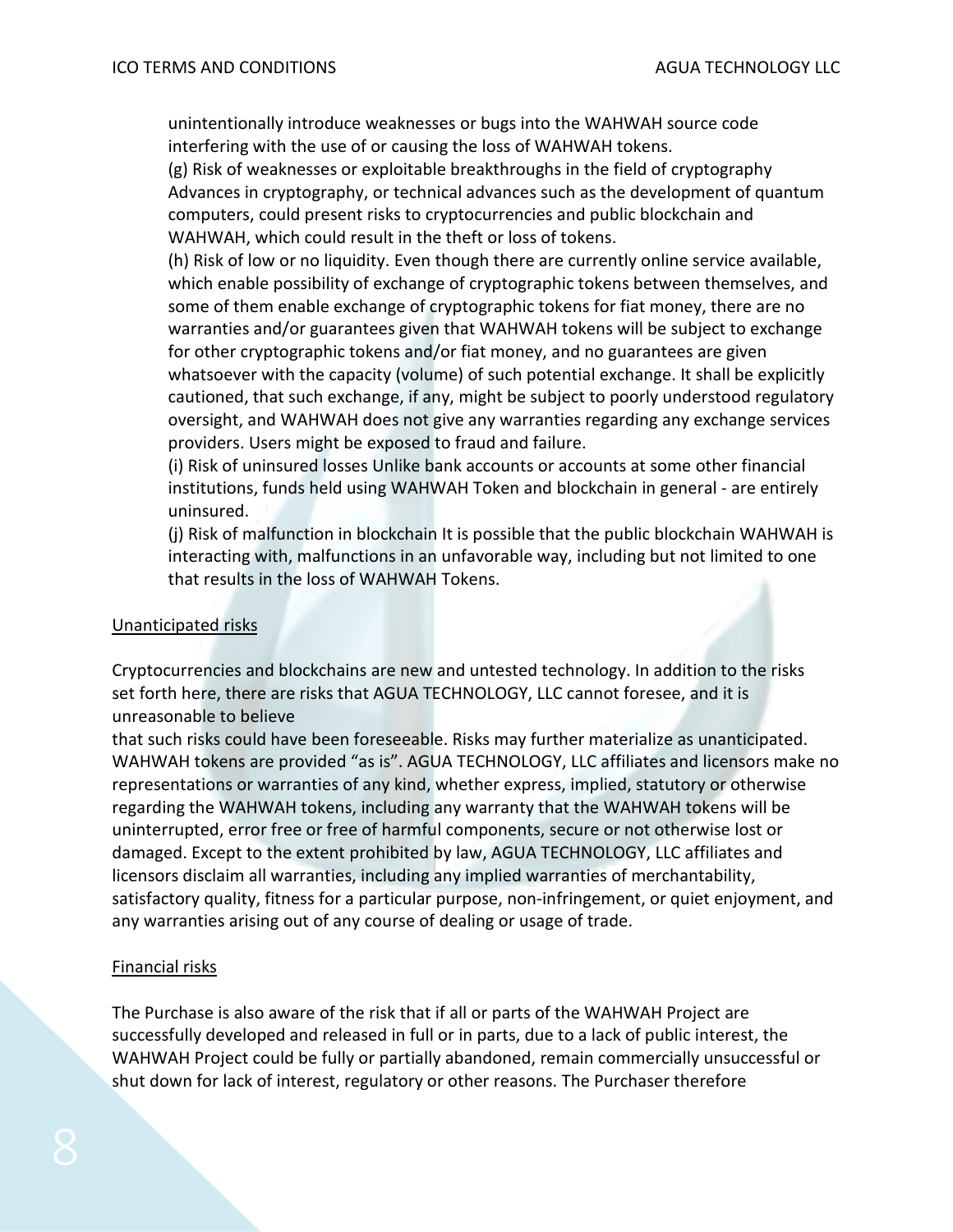unintentionally introduce weaknesses or bugs into the WAHWAH source code interfering with the use of or causing the loss of WAHWAH tokens.

(g) Risk of weaknesses or exploitable breakthroughs in the field of cryptography Advances in cryptography, or technical advances such as the development of quantum computers, could present risks to cryptocurrencies and public blockchain and WAHWAH, which could result in the theft or loss of tokens.

(h) Risk of low or no liquidity. Even though there are currently online service available, which enable possibility of exchange of cryptographic tokens between themselves, and some of them enable exchange of cryptographic tokens for fiat money, there are no warranties and/or guarantees given that WAHWAH tokens will be subject to exchange for other cryptographic tokens and/or fiat money, and no guarantees are given whatsoever with the capacity (volume) of such potential exchange. It shall be explicitly cautioned, that such exchange, if any, might be subject to poorly understood regulatory oversight, and WAHWAH does not give any warranties regarding any exchange services providers. Users might be exposed to fraud and failure.

(i) Risk of uninsured losses Unlike bank accounts or accounts at some other financial institutions, funds held using WAHWAH Token and blockchain in general - are entirely uninsured.

(j) Risk of malfunction in blockchain It is possible that the public blockchain WAHWAH is interacting with, malfunctions in an unfavorable way, including but not limited to one that results in the loss of WAHWAH Tokens.

<u>Unanticipated risks</u>

Cryptocurrencies and blockchains are new and untested technology. In addition to the risks set forth here, there are risks that AGUA TECHNOLOGY, LLC cannot foresee, and it is unreasonable to believe that such risks could have been foreseeable. Risks may further materialize as unanticipated. WAHWAH tokens are provided "as is". AGUA TECHNOLOGY, LLC affiliates and licensors make no representations or warranties of any kind, whether express, implied, statutory or otherwise regarding the WAHWAH tokens, including any warranty that the WAHWAH tokens will be uninterrupted, error free or free of harmful components, secure or not otherwise lost or damaged. Except to the extent prohibited by law, AGUA TECHNOLOGY, LLC affiliates and licensors disclaim all warranties, including any implied warranties of merchantability, satisfactory quality, fitness for a particular purpose, non-infringement, or quiet enjoyment, and any warranties arising out of any course of dealing or usage of trade.

<u>Financial risks</u>

The Purchase is also aware of the risk that if all or parts of the WAHWAH Project are successfully developed and released in full or in parts, due to a lack of public interest, the WAHWAH Project could be fully or partially abandoned, remain commercially unsuccessful or shut down for lack of interest, regulatory or other reasons. The Purchaser therefore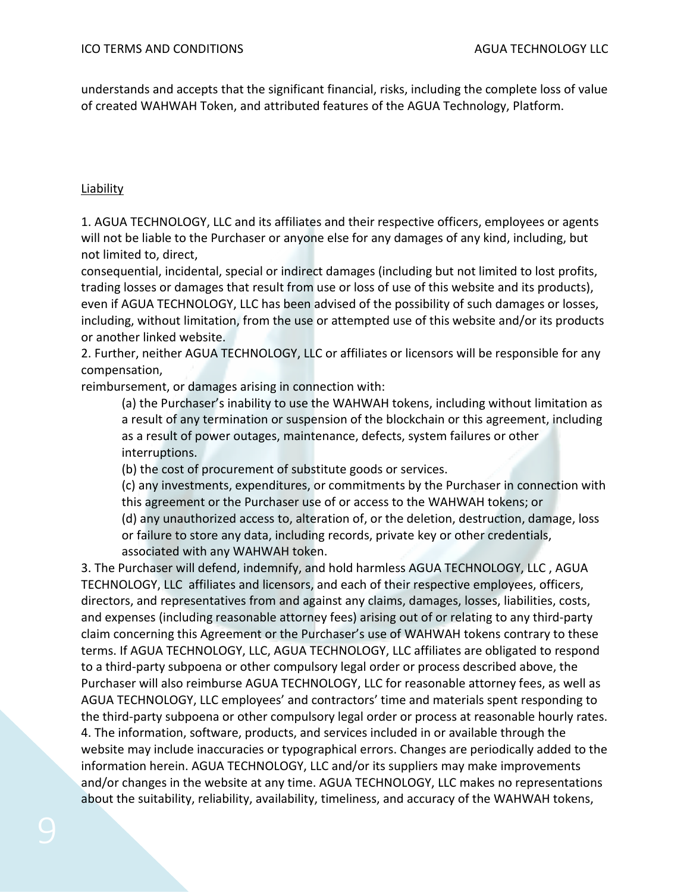understands and accepts that the significant financial, risks, including the complete loss of value of created WAHWAH Token, and attributed features of the AGUA Technology, Platform.

Liability

1. AGUA TECHNOLOGY, LLC and its affiliates and their respective officers, employees or agents will not be liable to the Purchaser or anyone else for any damages of any kind, including, but not limited to, direct, consequential, incidental, special or indirect damages (including but not limited to lost profits, trading losses or damages that result from use or loss of use of this website and its products), even if AGUA TECHNOLOGY, LLC has been advised of the possibility of such damages or losses, including, without limitation, from the use or attempted use of this website and/or its products or another linked website.
2. Further, neither AGUA TECHNOLOGY, LLC or affiliates or licensors will be responsible for any compensation, reimbursement, or damages arising in connection with:
   (a) the Purchaser's inability to use the WAHWAH tokens, including without limitation as a result of any termination or suspension of the blockchain or this agreement, including as a result of power outages, maintenance, defects, system failures or other interruptions.
   (b) the cost of procurement of substitute goods or services.
   (c) any investments, expenditures, or commitments by the Purchaser in connection with this agreement or the Purchaser use of or access to the WAHWAH tokens; or
   (d) any unauthorized access to, alteration of, or the deletion, destruction, damage, loss or failure to store any data, including records, private key or other credentials, associated with any WAHWAH token.
3. The Purchaser will defend, indemnify, and hold harmless AGUA TECHNOLOGY, LLC , AGUA TECHNOLOGY, LLC affiliates and licensors, and each of their respective employees, officers, directors, and representatives from and against any claims, damages, losses, liabilities, costs, and expenses (including reasonable attorney fees) arising out of or relating to any third-party claim concerning this Agreement or the Purchaser's use of WAHWAH tokens contrary to these terms. If AGUA TECHNOLOGY, LLC, AGUA TECHNOLOGY, LLC affiliates are obligated to respond to a third-party subpoena or other compulsory legal order or process described above, the Purchaser will also reimburse AGUA TECHNOLOGY, LLC for reasonable attorney fees, as well as AGUA TECHNOLOGY, LLC employees' and contractors' time and materials spent responding to the third-party subpoena or other compulsory legal order or process at reasonable hourly rates.
4. The information, software, products, and services included in or available through the website may include inaccuracies or typographical errors. Changes are periodically added to the information herein. AGUA TECHNOLOGY, LLC and/or its suppliers may make improvements and/or changes in the website at any time. AGUA TECHNOLOGY, LLC makes no representations about the suitability, reliability, availability, timeliness, and accuracy of the WAHWAH tokens,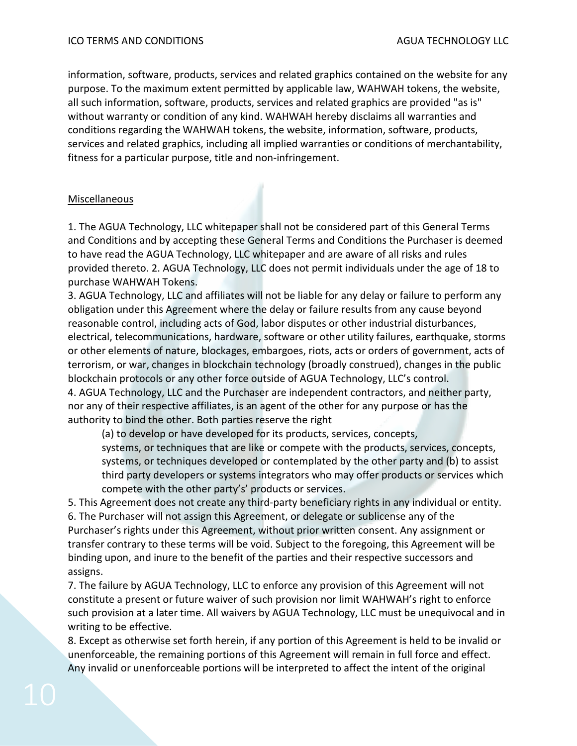information, software, products, services and related graphics contained on the website for any purpose. To the maximum extent permitted by applicable law, WAHWAH tokens, the website, all such information, software, products, services and related graphics are provided "as is" without warranty or condition of any kind. WAHWAH hereby disclaims all warranties and conditions regarding the WAHWAH tokens, the website, information, software, products, services and related graphics, including all implied warranties or conditions of merchantability, fitness for a particular purpose, title and non-infringement.

## Miscellaneous

1. The AGUA Technology, LLC whitepaper shall not be considered part of this General Terms and Conditions and by accepting these General Terms and Conditions the Purchaser is deemed to have read the AGUA Technology, LLC whitepaper and are aware of all risks and rules provided thereto. 2. AGUA Technology, LLC does not permit individuals under the age of 18 to purchase WAHWAH Tokens.
3. AGUA Technology, LLC and affiliates will not be liable for any delay or failure to perform any obligation under this Agreement where the delay or failure results from any cause beyond reasonable control, including acts of God, labor disputes or other industrial disturbances, electrical, telecommunications, hardware, software or other utility failures, earthquake, storms or other elements of nature, blockages, embargoes, riots, acts or orders of government, acts of terrorism, or war, changes in blockchain technology (broadly construed), changes in the public blockchain protocols or any other force outside of AGUA Technology, LLC's control.
4. AGUA Technology, LLC and the Purchaser are independent contractors, and neither party, nor any of their respective affiliates, is an agent of the other for any purpose or has the authority to bind the other. Both parties reserve the right

   (a) to develop or have developed for its products, services, concepts, systems, or techniques that are like or compete with the products, services, concepts, systems, or techniques developed or contemplated by the other party and (b) to assist third party developers or systems integrators who may offer products or services which compete with the other party's' products or services.

5. This Agreement does not create any third-party beneficiary rights in any individual or entity.
6. The Purchaser will not assign this Agreement, or delegate or sublicense any of the Purchaser's rights under this Agreement, without prior written consent. Any assignment or transfer contrary to these terms will be void. Subject to the foregoing, this Agreement will be binding upon, and inure to the benefit of the parties and their respective successors and assigns.
7. The failure by AGUA Technology, LLC to enforce any provision of this Agreement will not constitute a present or future waiver of such provision nor limit WAHWAH's right to enforce such provision at a later time. All waivers by AGUA Technology, LLC must be unequivocal and in writing to be effective.
8. Except as otherwise set forth herein, if any portion of this Agreement is held to be invalid or unenforceable, the remaining portions of this Agreement will remain in full force and effect. Any invalid or unenforceable portions will be interpreted to affect the intent of the original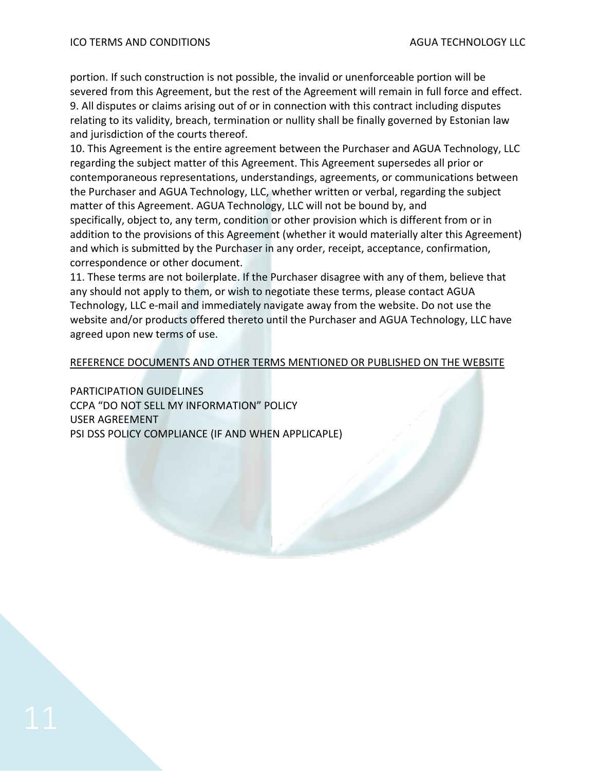portion. If such construction is not possible, the invalid or unenforceable portion will be severed from this Agreement, but the rest of the Agreement will remain in full force and effect.

9. All disputes or claims arising out of or in connection with this contract including disputes relating to its validity, breach, termination or nullity shall be finally governed by Estonian law and jurisdiction of the courts thereof.

10. This Agreement is the entire agreement between the Purchaser and AGUA Technology, LLC regarding the subject matter of this Agreement. This Agreement supersedes all prior or contemporaneous representations, understandings, agreements, or communications between the Purchaser and AGUA Technology, LLC, whether written or verbal, regarding the subject matter of this Agreement. AGUA Technology, LLC will not be bound by, and specifically, object to, any term, condition or other provision which is different from or in addition to the provisions of this Agreement (whether it would materially alter this Agreement) and which is submitted by the Purchaser in any order, receipt, acceptance, confirmation, correspondence or other document.

11. These terms are not boilerplate. If the Purchaser disagree with any of them, believe that any should not apply to them, or wish to negotiate these terms, please contact AGUA Technology, LLC e-mail and immediately navigate away from the website. Do not use the website and/or products offered thereto until the Purchaser and AGUA Technology, LLC have agreed upon new terms of use.

<u>REFERENCE DOCUMENTS AND OTHER TERMS MENTIONED OR PUBLISHED ON THE WEBSITE</u>

PARTICIPATION GUIDELINES
CCPA "DO NOT SELL MY INFORMATION" POLICY
USER AGREEMENT
PSI DSS POLICY COMPLIANCE (IF AND WHEN APPLICAPLE)